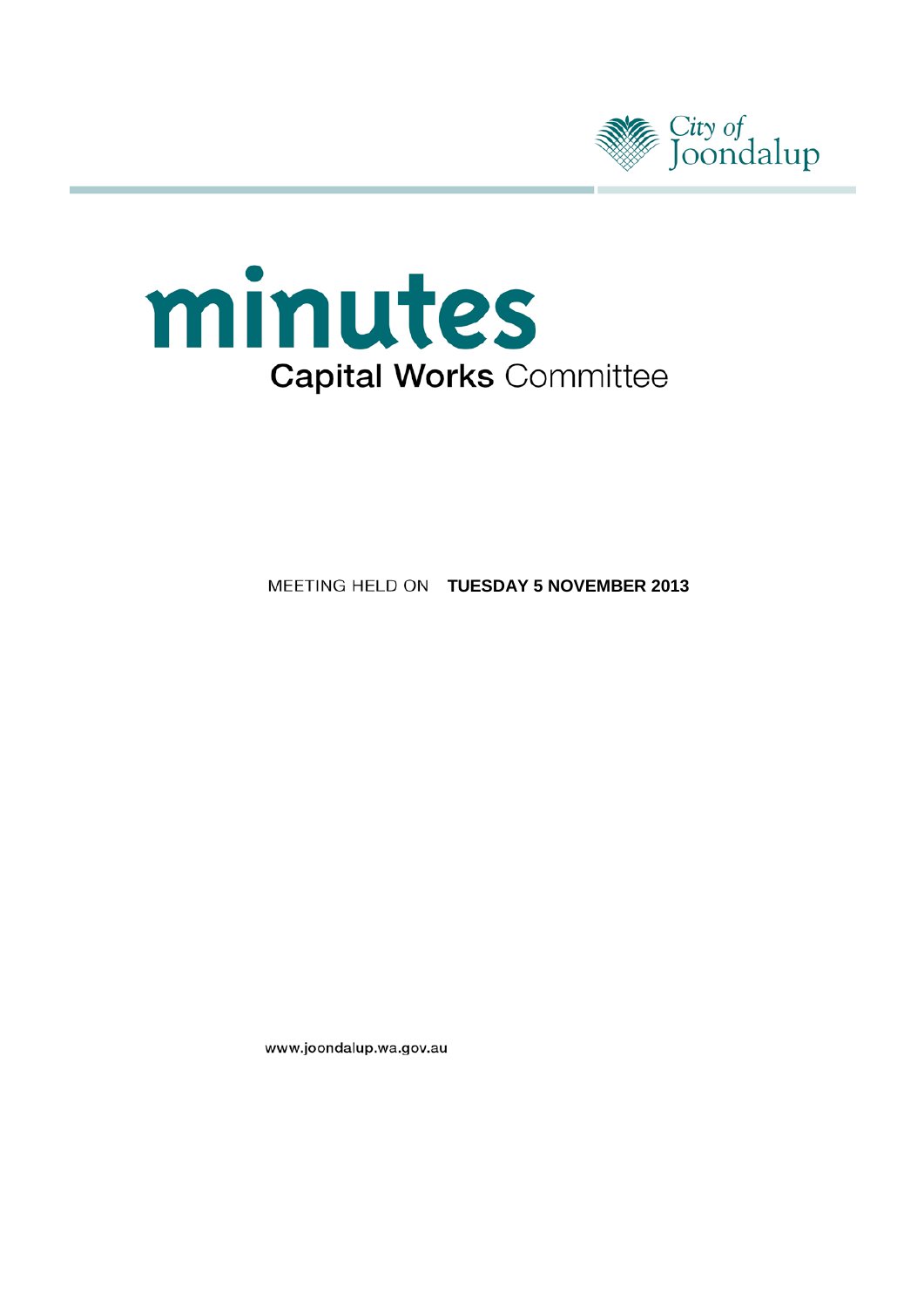City of Joondalup

# minutes

## Capital Works Committee

MEETING HELD ON **TUESDAY 5 NOVEMBER 2013**

www.joondalup.wa.gov.au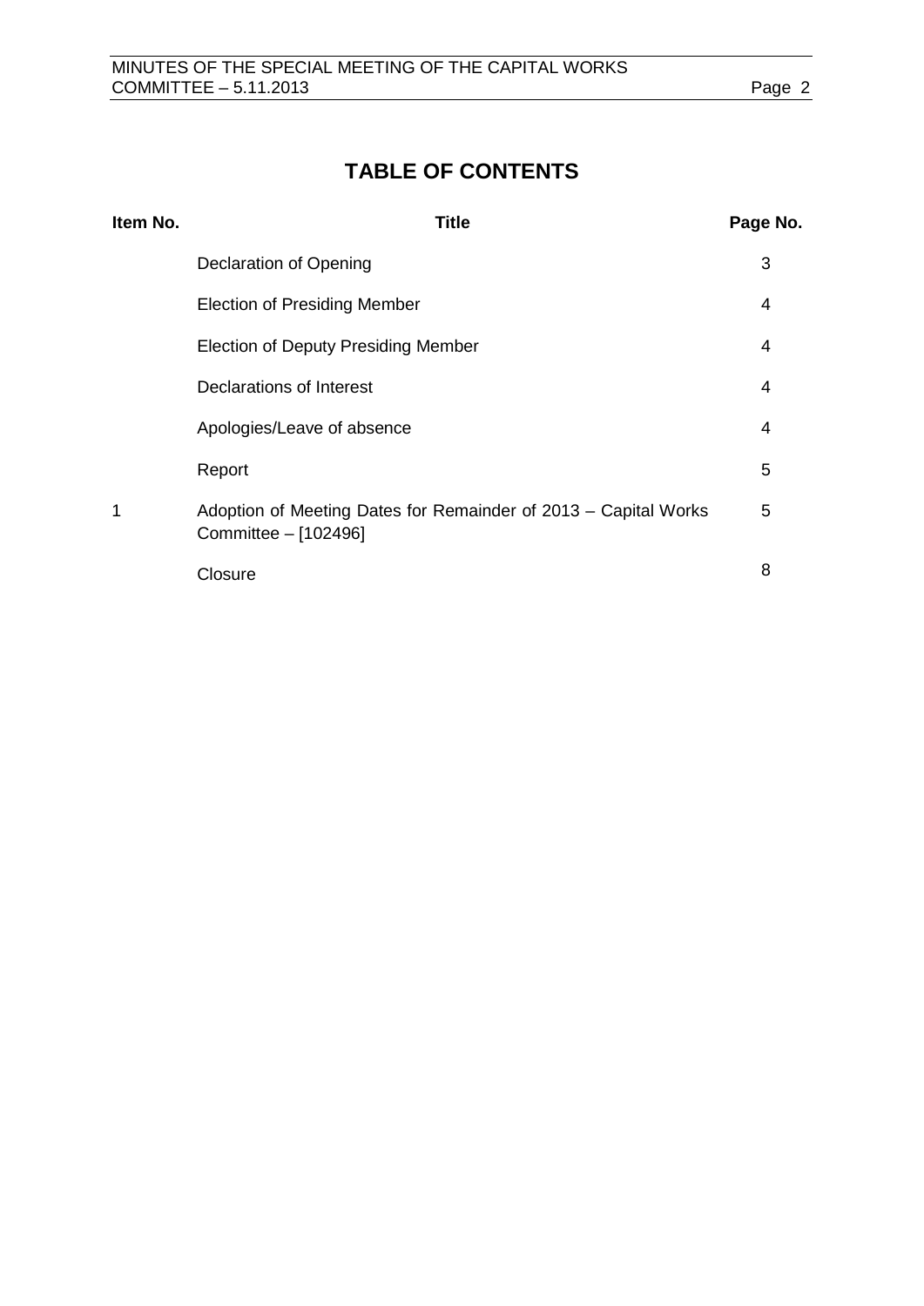# TABLE OF CONTENTS

| Item No. | Title | Page No. |
|---|---|---|
| | Declaration of Opening | 3 |
| | Election of Presiding Member | 4 |
| | Election of Deputy Presiding Member | 4 |
| | Declarations of Interest | 4 |
| | Apologies/Leave of absence | 4 |
| | Report | 5 |
| 1 | Adoption of Meeting Dates for Remainder of 2013 – Capital Works Committee – [102496] | 5 |
| | Closure | 8 |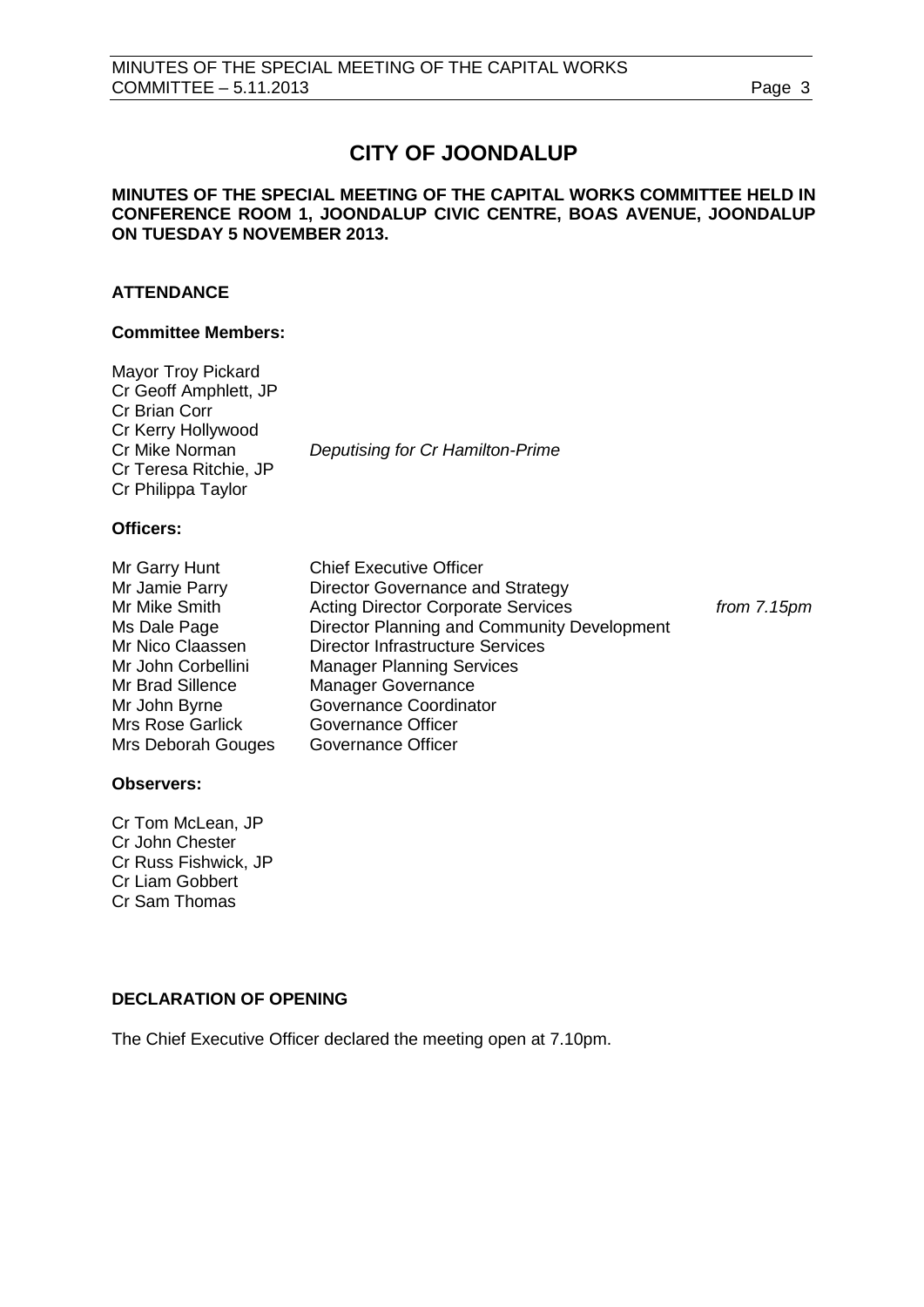# CITY OF JOONDALUP

**MINUTES OF THE SPECIAL MEETING OF THE CAPITAL WORKS COMMITTEE HELD IN CONFERENCE ROOM 1, JOONDALUP CIVIC CENTRE, BOAS AVENUE, JOONDALUP ON TUESDAY 5 NOVEMBER 2013.**

## ATTENDANCE

### Committee Members:

| | |
|---|---|
| Mayor Troy Pickard | |
| Cr Geoff Amphlett, JP | |
| Cr Brian Corr | |
| Cr Kerry Hollywood | |
| Cr Mike Norman | *Deputising for Cr Hamilton-Prime* |
| Cr Teresa Ritchie, JP | |
| Cr Philippa Taylor | |

### Officers:

| | | |
|---|---|---|
| Mr Garry Hunt | Chief Executive Officer | |
| Mr Jamie Parry | Director Governance and Strategy | |
| Mr Mike Smith | Acting Director Corporate Services | *from 7.15pm* |
| Ms Dale Page | Director Planning and Community Development | |
| Mr Nico Claassen | Director Infrastructure Services | |
| Mr John Corbellini | Manager Planning Services | |
| Mr Brad Sillence | Manager Governance | |
| Mr John Byrne | Governance Coordinator | |
| Mrs Rose Garlick | Governance Officer | |
| Mrs Deborah Gouges | Governance Officer | |

### Observers:

Cr Tom McLean, JP
Cr John Chester
Cr Russ Fishwick, JP
Cr Liam Gobbert
Cr Sam Thomas

## DECLARATION OF OPENING

The Chief Executive Officer declared the meeting open at 7.10pm.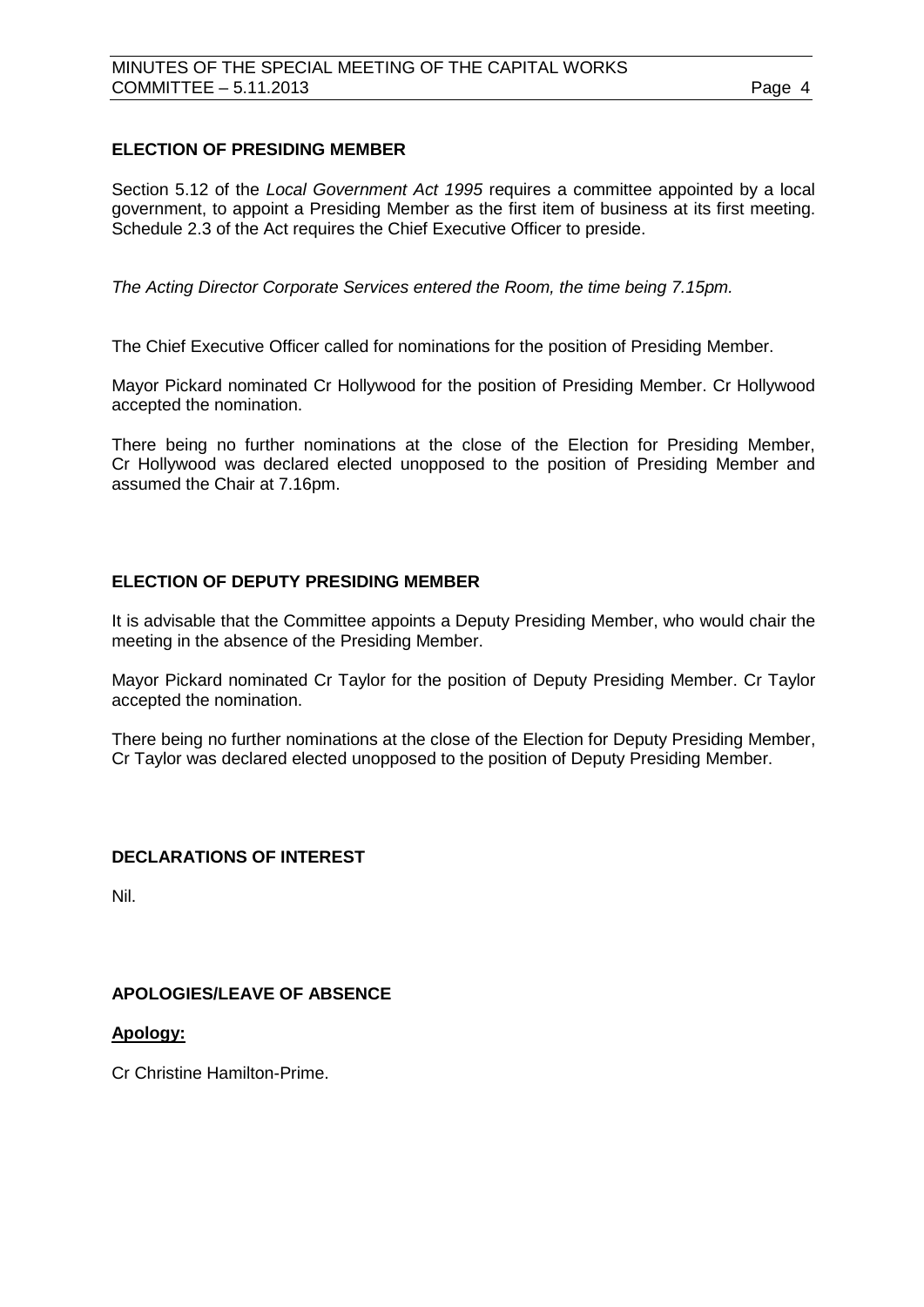## ELECTION OF PRESIDING MEMBER

Section 5.12 of the *Local Government Act 1995* requires a committee appointed by a local government, to appoint a Presiding Member as the first item of business at its first meeting. Schedule 2.3 of the Act requires the Chief Executive Officer to preside.

*The Acting Director Corporate Services entered the Room, the time being 7.15pm.*

The Chief Executive Officer called for nominations for the position of Presiding Member.

Mayor Pickard nominated Cr Hollywood for the position of Presiding Member. Cr Hollywood accepted the nomination.

There being no further nominations at the close of the Election for Presiding Member, Cr Hollywood was declared elected unopposed to the position of Presiding Member and assumed the Chair at 7.16pm.

## ELECTION OF DEPUTY PRESIDING MEMBER

It is advisable that the Committee appoints a Deputy Presiding Member, who would chair the meeting in the absence of the Presiding Member.

Mayor Pickard nominated Cr Taylor for the position of Deputy Presiding Member. Cr Taylor accepted the nomination.

There being no further nominations at the close of the Election for Deputy Presiding Member, Cr Taylor was declared elected unopposed to the position of Deputy Presiding Member.

## DECLARATIONS OF INTEREST

Nil.

## APOLOGIES/LEAVE OF ABSENCE

**<u>Apology:</u>**

Cr Christine Hamilton-Prime.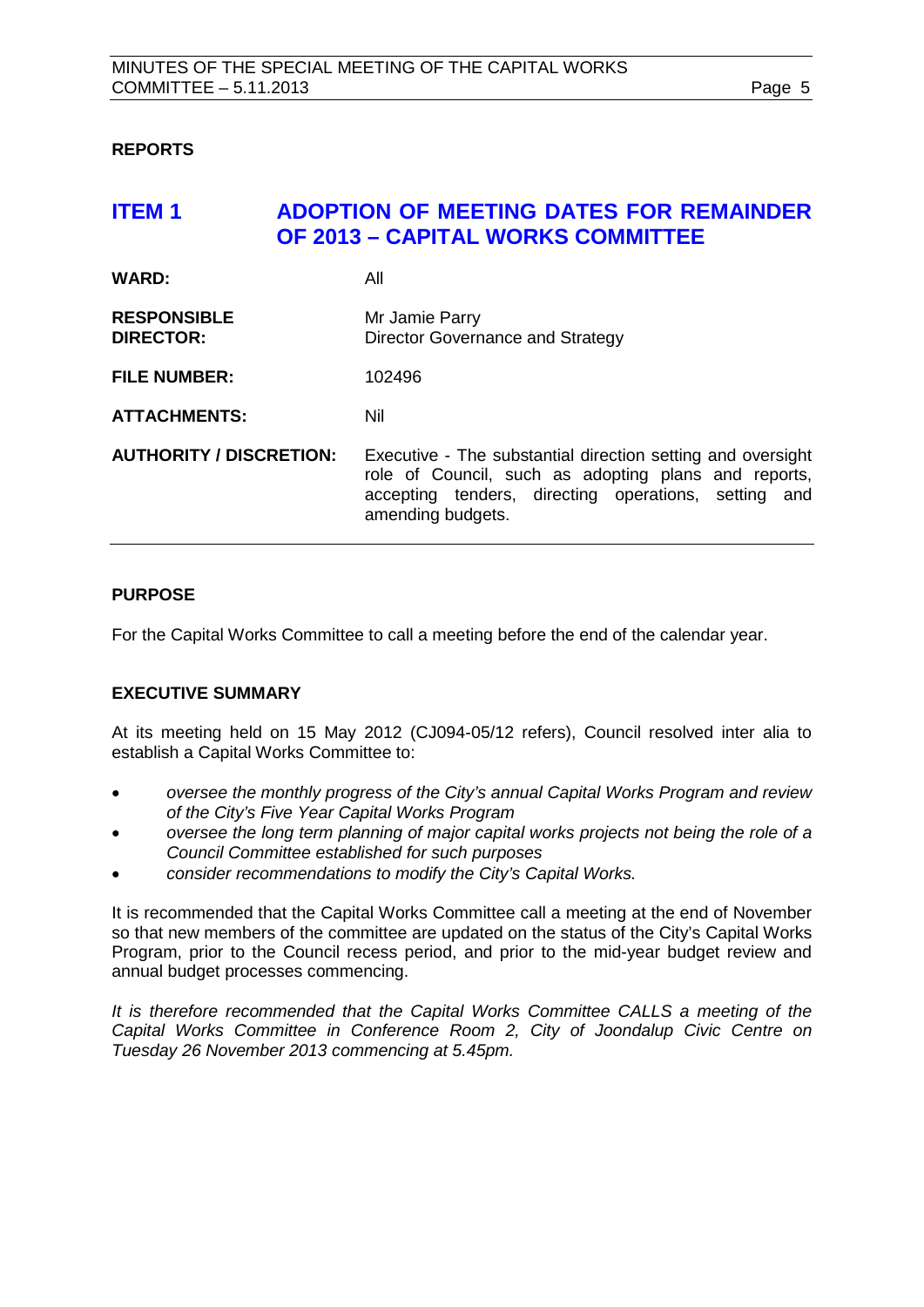## REPORTS

# ITEM 1 ADOPTION OF MEETING DATES FOR REMAINDER OF 2013 – CAPITAL WORKS COMMITTEE

| | |
|---|---|
| **WARD:** | All |
| **RESPONSIBLE DIRECTOR:** | Mr Jamie Parry<br>Director Governance and Strategy |
| **FILE NUMBER:** | 102496 |
| **ATTACHMENTS:** | Nil |
| **AUTHORITY / DISCRETION:** | Executive - The substantial direction setting and oversight role of Council, such as adopting plans and reports, accepting tenders, directing operations, setting and amending budgets. |

### PURPOSE

For the Capital Works Committee to call a meeting before the end of the calendar year.

### EXECUTIVE SUMMARY

At its meeting held on 15 May 2012 (CJ094-05/12 refers), Council resolved inter alia to establish a Capital Works Committee to:

- *oversee the monthly progress of the City's annual Capital Works Program and review of the City's Five Year Capital Works Program*
- *oversee the long term planning of major capital works projects not being the role of a Council Committee established for such purposes*
- *consider recommendations to modify the City's Capital Works.*

It is recommended that the Capital Works Committee call a meeting at the end of November so that new members of the committee are updated on the status of the City's Capital Works Program, prior to the Council recess period, and prior to the mid-year budget review and annual budget processes commencing.

*It is therefore recommended that the Capital Works Committee CALLS a meeting of the Capital Works Committee in Conference Room 2, City of Joondalup Civic Centre on Tuesday 26 November 2013 commencing at 5.45pm.*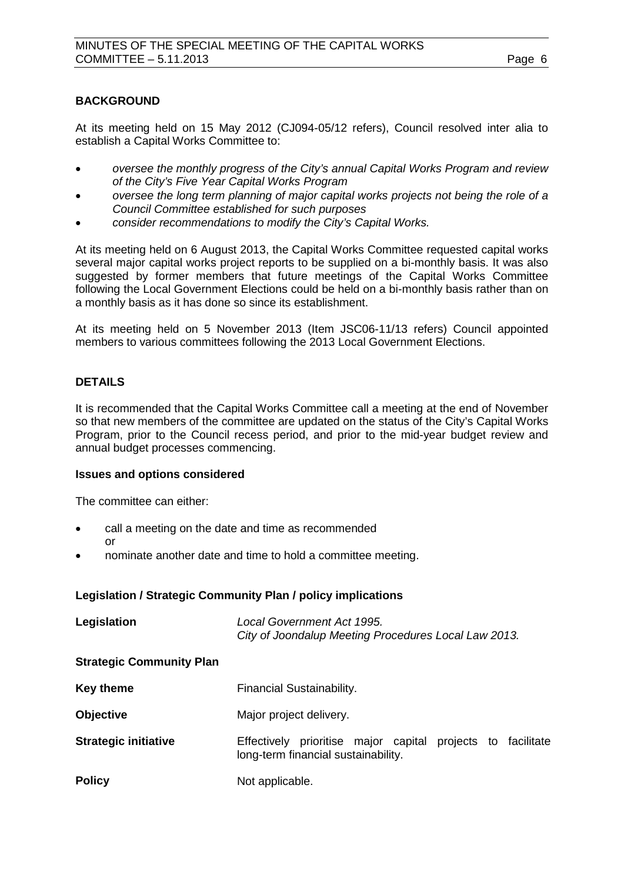## BACKGROUND

At its meeting held on 15 May 2012 (CJ094-05/12 refers), Council resolved inter alia to establish a Capital Works Committee to:

- *oversee the monthly progress of the City's annual Capital Works Program and review of the City's Five Year Capital Works Program*
- *oversee the long term planning of major capital works projects not being the role of a Council Committee established for such purposes*
- *consider recommendations to modify the City's Capital Works.*

At its meeting held on 6 August 2013, the Capital Works Committee requested capital works several major capital works project reports to be supplied on a bi-monthly basis. It was also suggested by former members that future meetings of the Capital Works Committee following the Local Government Elections could be held on a bi-monthly basis rather than on a monthly basis as it has done so since its establishment.

At its meeting held on 5 November 2013 (Item JSC06-11/13 refers) Council appointed members to various committees following the 2013 Local Government Elections.

## DETAILS

It is recommended that the Capital Works Committee call a meeting at the end of November so that new members of the committee are updated on the status of the City's Capital Works Program, prior to the Council recess period, and prior to the mid-year budget review and annual budget processes commencing.

### Issues and options considered

The committee can either:

- call a meeting on the date and time as recommended
  or
- nominate another date and time to hold a committee meeting.

### Legislation / Strategic Community Plan / policy implications

**Legislation** *Local Government Act 1995.*
*City of Joondalup Meeting Procedures Local Law 2013.*

**Strategic Community Plan**

**Key theme** Financial Sustainability.

**Objective** Major project delivery.

**Strategic initiative** Effectively prioritise major capital projects to facilitate long-term financial sustainability.

**Policy** Not applicable.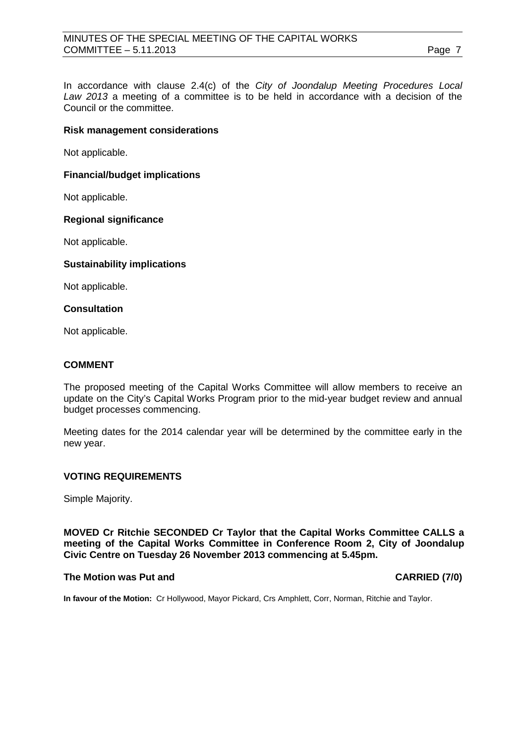In accordance with clause 2.4(c) of the *City of Joondalup Meeting Procedures Local Law 2013* a meeting of a committee is to be held in accordance with a decision of the Council or the committee.

**Risk management considerations**

Not applicable.

**Financial/budget implications**

Not applicable.

**Regional significance**

Not applicable.

**Sustainability implications**

Not applicable.

**Consultation**

Not applicable.

## COMMENT

The proposed meeting of the Capital Works Committee will allow members to receive an update on the City's Capital Works Program prior to the mid-year budget review and annual budget processes commencing.

Meeting dates for the 2014 calendar year will be determined by the committee early in the new year.

## VOTING REQUIREMENTS

Simple Majority.

**MOVED Cr Ritchie SECONDED Cr Taylor that the Capital Works Committee CALLS a meeting of the Capital Works Committee in Conference Room 2, City of Joondalup Civic Centre on Tuesday 26 November 2013 commencing at 5.45pm.**

**The Motion was Put and CARRIED (7/0)**

**In favour of the Motion:** Cr Hollywood, Mayor Pickard, Crs Amphlett, Corr, Norman, Ritchie and Taylor.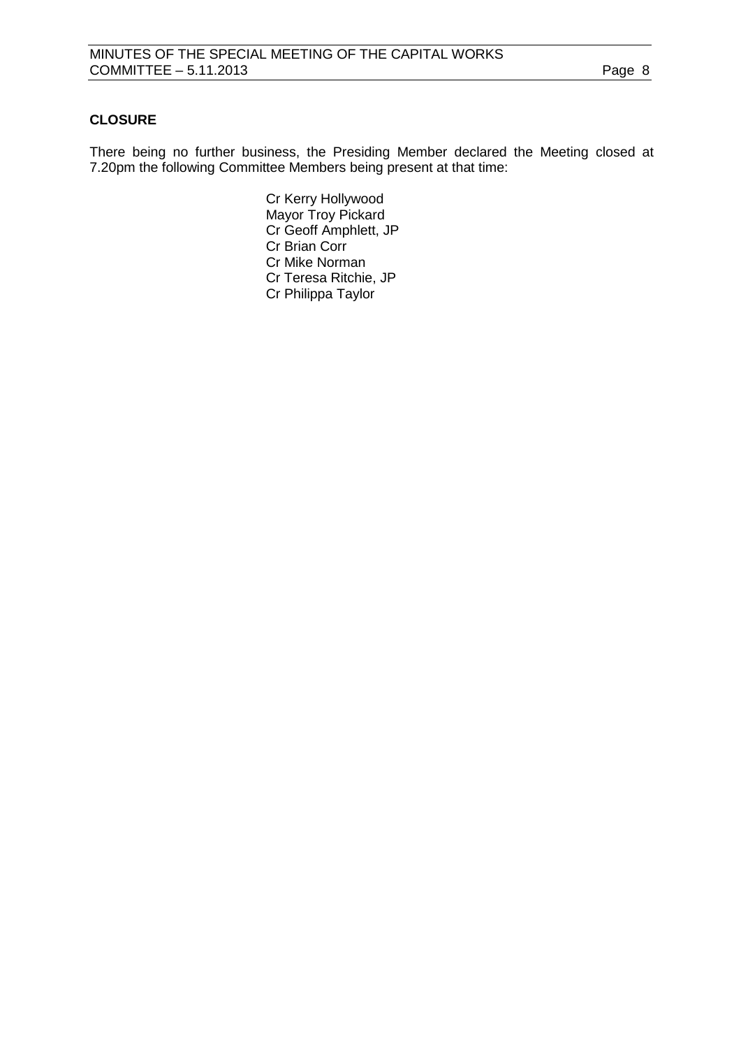**CLOSURE**

There being no further business, the Presiding Member declared the Meeting closed at 7.20pm the following Committee Members being present at that time:

Cr Kerry Hollywood
Mayor Troy Pickard
Cr Geoff Amphlett, JP
Cr Brian Corr
Cr Mike Norman
Cr Teresa Ritchie, JP
Cr Philippa Taylor